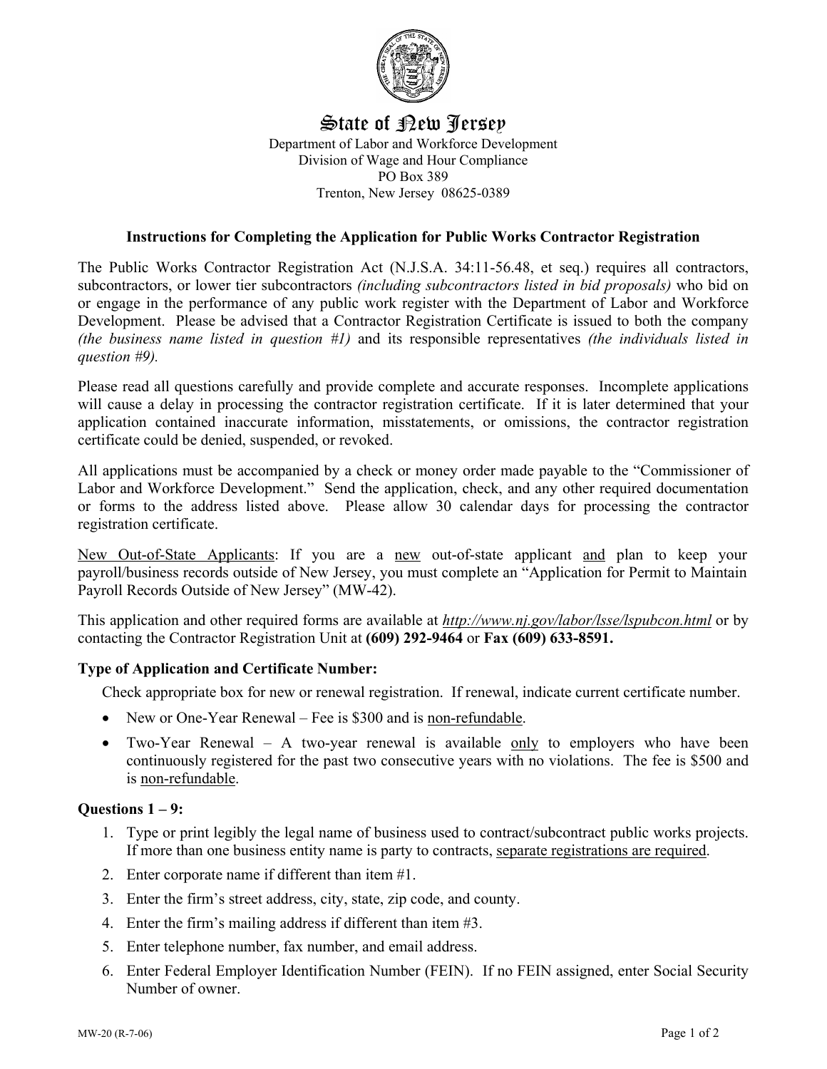# State of New Jersey

Department of Labor and Workforce Development
Division of Wage and Hour Compliance
PO Box 389
Trenton, New Jersey 08625-0389

## Instructions for Completing the Application for Public Works Contractor Registration

The Public Works Contractor Registration Act (N.J.S.A. 34:11-56.48, et seq.) requires all contractors, subcontractors, or lower tier subcontractors *(including subcontractors listed in bid proposals)* who bid on or engage in the performance of any public work register with the Department of Labor and Workforce Development. Please be advised that a Contractor Registration Certificate is issued to both the company *(the business name listed in question #1)* and its responsible representatives *(the individuals listed in question #9).*

Please read all questions carefully and provide complete and accurate responses. Incomplete applications will cause a delay in processing the contractor registration certificate. If it is later determined that your application contained inaccurate information, misstatements, or omissions, the contractor registration certificate could be denied, suspended, or revoked.

All applications must be accompanied by a check or money order made payable to the "Commissioner of Labor and Workforce Development." Send the application, check, and any other required documentation or forms to the address listed above. Please allow 30 calendar days for processing the contractor registration certificate.

<u>New Out-of-State Applicants</u>: If you are a <u>new</u> out-of-state applicant <u>and</u> plan to keep your payroll/business records outside of New Jersey, you must complete an "Application for Permit to Maintain Payroll Records Outside of New Jersey" (MW-42).

This application and other required forms are available at *http://www.nj.gov/labor/lsse/lspubcon.html* or by contacting the Contractor Registration Unit at **(609) 292-9464** or **Fax (609) 633-8591.**

### Type of Application and Certificate Number:

Check appropriate box for new or renewal registration. If renewal, indicate current certificate number.

- New or One-Year Renewal – Fee is $300 and is <u>non-refundable</u>.
- Two-Year Renewal – A two-year renewal is available <u>only</u> to employers who have been continuously registered for the past two consecutive years with no violations. The fee is $500 and is <u>non-refundable</u>.

### Questions 1 – 9:

1. Type or print legibly the legal name of business used to contract/subcontract public works projects. If more than one business entity name is party to contracts, <u>separate registrations are required</u>.
2. Enter corporate name if different than item #1.
3. Enter the firm's street address, city, state, zip code, and county.
4. Enter the firm's mailing address if different than item #3.
5. Enter telephone number, fax number, and email address.
6. Enter Federal Employer Identification Number (FEIN). If no FEIN assigned, enter Social Security Number of owner.

MW-20 (R-7-06)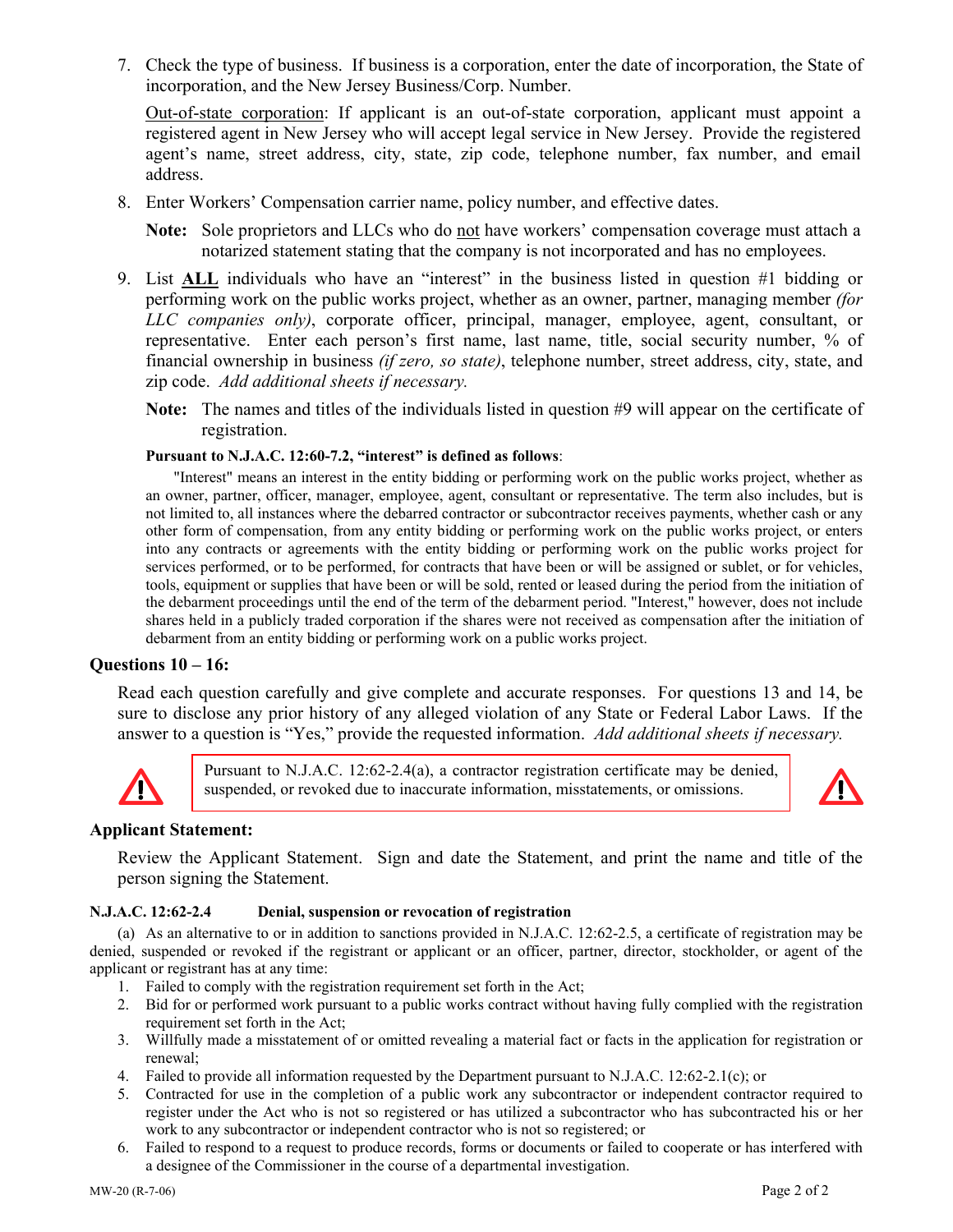7. Check the type of business. If business is a corporation, enter the date of incorporation, the State of incorporation, and the New Jersey Business/Corp. Number.

   Out-of-state corporation: If applicant is an out-of-state corporation, applicant must appoint a registered agent in New Jersey who will accept legal service in New Jersey. Provide the registered agent's name, street address, city, state, zip code, telephone number, fax number, and email address.

8. Enter Workers' Compensation carrier name, policy number, and effective dates.

   **Note:** Sole proprietors and LLCs who do not have workers' compensation coverage must attach a notarized statement stating that the company is not incorporated and has no employees.

9. List **ALL** individuals who have an "interest" in the business listed in question #1 bidding or performing work on the public works project, whether as an owner, partner, managing member *(for LLC companies only)*, corporate officer, principal, manager, employee, agent, consultant, or representative. Enter each person's first name, last name, title, social security number, % of financial ownership in business *(if zero, so state)*, telephone number, street address, city, state, and zip code. *Add additional sheets if necessary.*

   **Note:** The names and titles of the individuals listed in question #9 will appear on the certificate of registration.

**Pursuant to N.J.A.C. 12:60-7.2, "interest" is defined as follows**:

"Interest" means an interest in the entity bidding or performing work on the public works project, whether as an owner, partner, officer, manager, employee, agent, consultant or representative. The term also includes, but is not limited to, all instances where the debarred contractor or subcontractor receives payments, whether cash or any other form of compensation, from any entity bidding or performing work on the public works project, or enters into any contracts or agreements with the entity bidding or performing work on the public works project for services performed, or to be performed, for contracts that have been or will be assigned or sublet, or for vehicles, tools, equipment or supplies that have been or will be sold, rented or leased during the period from the initiation of the debarment proceedings until the end of the term of the debarment period. "Interest," however, does not include shares held in a publicly traded corporation if the shares were not received as compensation after the initiation of debarment from an entity bidding or performing work on a public works project.

### Questions 10 – 16:

Read each question carefully and give complete and accurate responses. For questions 13 and 14, be sure to disclose any prior history of any alleged violation of any State or Federal Labor Laws. If the answer to a question is "Yes," provide the requested information. *Add additional sheets if necessary.*

⚠ Pursuant to N.J.A.C. 12:62-2.4(a), a contractor registration certificate may be denied, suspended, or revoked due to inaccurate information, misstatements, or omissions. ⚠

### Applicant Statement:

Review the Applicant Statement. Sign and date the Statement, and print the name and title of the person signing the Statement.

**N.J.A.C. 12:62-2.4 Denial, suspension or revocation of registration**

(a) As an alternative to or in addition to sanctions provided in N.J.A.C. 12:62-2.5, a certificate of registration may be denied, suspended or revoked if the registrant or applicant or an officer, partner, director, stockholder, or agent of the applicant or registrant has at any time:

1. Failed to comply with the registration requirement set forth in the Act;
2. Bid for or performed work pursuant to a public works contract without having fully complied with the registration requirement set forth in the Act;
3. Willfully made a misstatement of or omitted revealing a material fact or facts in the application for registration or renewal;
4. Failed to provide all information requested by the Department pursuant to N.J.A.C. 12:62-2.1(c); or
5. Contracted for use in the completion of a public work any subcontractor or independent contractor required to register under the Act who is not so registered or has utilized a subcontractor who has subcontracted his or her work to any subcontractor or independent contractor who is not so registered; or
6. Failed to respond to a request to produce records, forms or documents or failed to cooperate or has interfered with a designee of the Commissioner in the course of a departmental investigation.

MW-20 (R-7-06)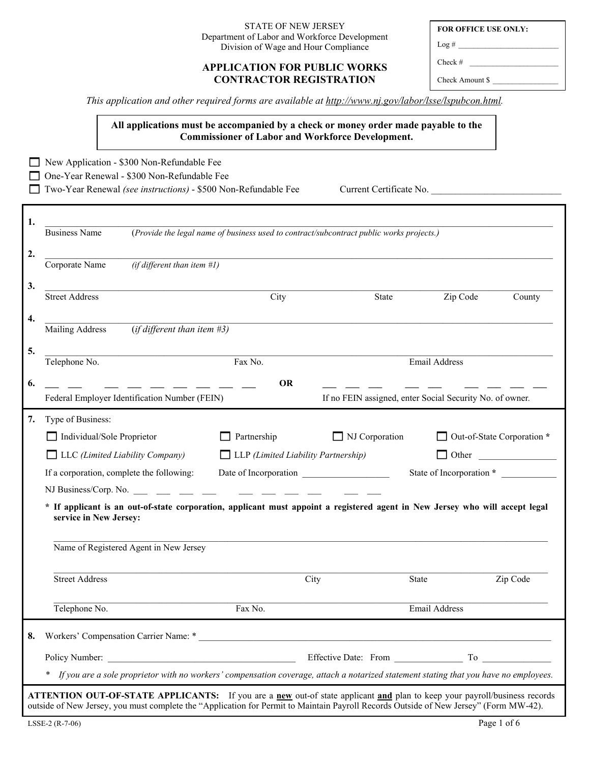STATE OF NEW JERSEY
Department of Labor and Workforce Development
Division of Wage and Hour Compliance

# APPLICATION FOR PUBLIC WORKS CONTRACTOR REGISTRATION

**FOR OFFICE USE ONLY:**

Log # ___________________________

Check # ________________________

Check Amount $ _________________

*This application and other required forms are available at http://www.nj.gov/labor/lsse/lspubcon.html.*

**All applications must be accompanied by a check or money order made payable to the Commissioner of Labor and Workforce Development.**

☐ New Application - $300 Non-Refundable Fee
☐ One-Year Renewal - $300 Non-Refundable Fee
☐ Two-Year Renewal *(see instructions)* - $500 Non-Refundable Fee     Current Certificate No. ____________________________

**1.** ______________________________________________________________________
Business Name (*Provide the legal name of business used to contract/subcontract public works projects.)*

**2.** ______________________________________________________________________
Corporate Name *(if different than item #1)*

**3.** ______________________________________________________________________
Street Address     City     State     Zip Code     County

**4.** ______________________________________________________________________
Mailing Address (*if different than item #3)*

**5.** ______________________________________________________________________
Telephone No.     Fax No.     Email Address

**6.** __ __ __ __ __ __ __ __ __ **OR** __ __ __ __ __ __ __ __ __
Federal Employer Identification Number (FEIN)     If no FEIN assigned, enter Social Security No. of owner.

**7.** Type of Business:

☐ Individual/Sole Proprietor     ☐ Partnership     ☐ NJ Corporation     ☐ Out-of-State Corporation *

☐ LLC *(Limited Liability Company)*     ☐ LLP *(Limited Liability Partnership)*     ☐ Other _______________

If a corporation, complete the following:     Date of Incorporation __________________     State of Incorporation * ____________

NJ Business/Corp. No. __ __ __ __ __ __ __ __ __ __

**\* If applicant is an out-of-state corporation, applicant must appoint a registered agent in New Jersey who will accept legal service in New Jersey:**

______________________________________________________________________
Name of Registered Agent in New Jersey

______________________________________________________________________
Street Address     City     State     Zip Code

______________________________________________________________________
Telephone No.     Fax No.     Email Address

**8.** Workers' Compensation Carrier Name: * ________________________________________________

Policy Number: ________________________________     Effective Date: From ______________ To ______________

\* *If you are a sole proprietor with no workers' compensation coverage, attach a notarized statement stating that you have no employees.*

**ATTENTION OUT-OF-STATE APPLICANTS:** If you are a **new** out-of state applicant **and** plan to keep your payroll/business records outside of New Jersey, you must complete the "Application for Permit to Maintain Payroll Records Outside of New Jersey" (Form MW-42).

LSSE-2 (R-7-06)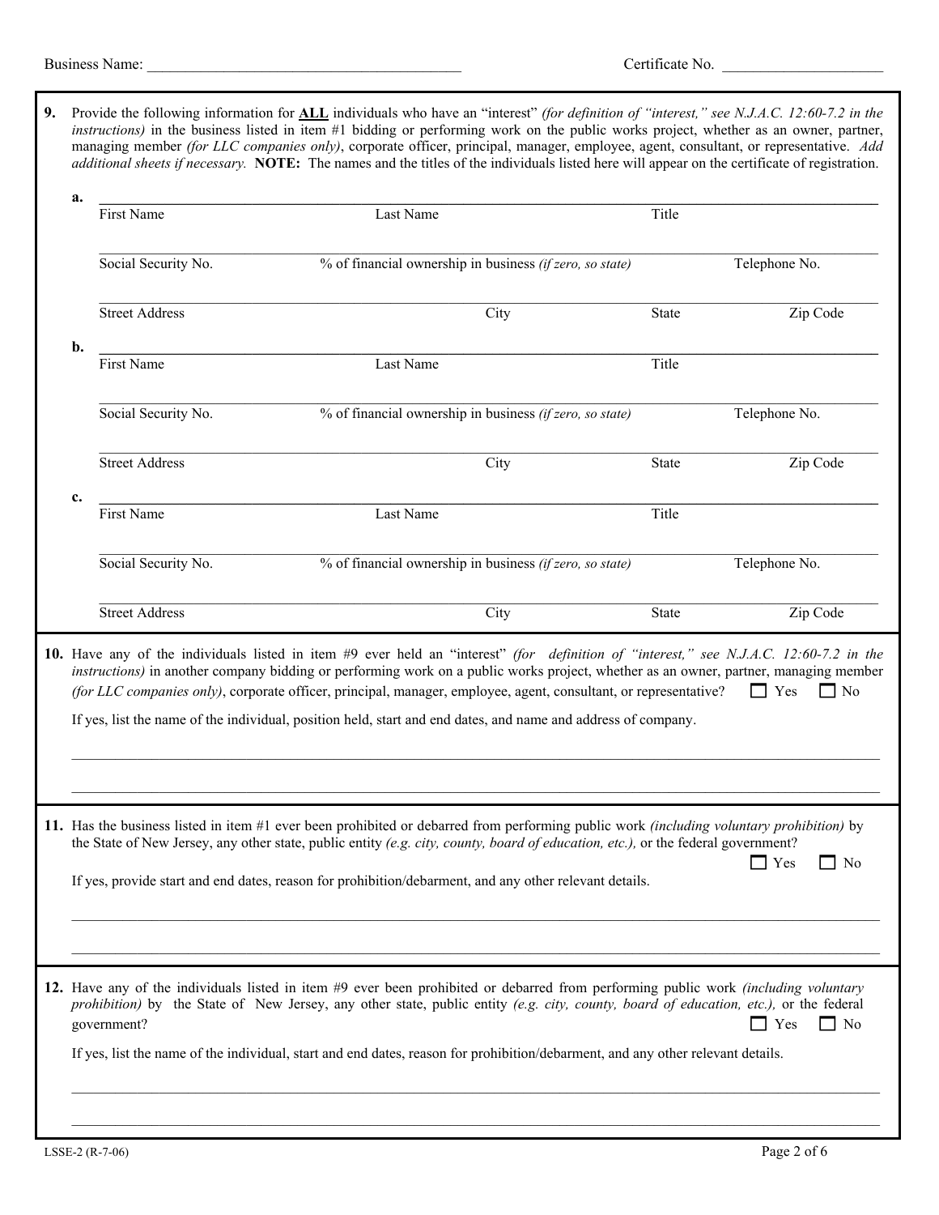Business Name: ________________________________________ Certificate No. ____________________

**9.** Provide the following information for **ALL** individuals who have an "interest" *(for definition of "interest," see N.J.A.C. 12:60-7.2 in the instructions)* in the business listed in item #1 bidding or performing work on the public works project, whether as an owner, partner, managing member *(for LLC companies only)*, corporate officer, principal, manager, employee, agent, consultant, or representative. *Add additional sheets if necessary.* **NOTE:** The names and the titles of the individuals listed here will appear on the certificate of registration.

**a.**

| First Name | Last Name | Title |
|---|---|---|
| | | |

| Social Security No. | % of financial ownership in business *(if zero, so state)* | Telephone No. |
|---|---|---|
| | | |

| Street Address | City | State | Zip Code |
|---|---|---|---|
| | | | |

**b.**

| First Name | Last Name | Title |
|---|---|---|
| | | |

| Social Security No. | % of financial ownership in business *(if zero, so state)* | Telephone No. |
|---|---|---|
| | | |

| Street Address | City | State | Zip Code |
|---|---|---|---|
| | | | |

**c.**

| First Name | Last Name | Title |
|---|---|---|
| | | |

| Social Security No. | % of financial ownership in business *(if zero, so state)* | Telephone No. |
|---|---|---|
| | | |

| Street Address | City | State | Zip Code |
|---|---|---|---|
| | | | |

**10.** Have any of the individuals listed in item #9 ever held an "interest" *(for definition of "interest," see N.J.A.C. 12:60-7.2 in the instructions)* in another company bidding or performing work on a public works project, whether as an owner, partner, managing member *(for LLC companies only)*, corporate officer, principal, manager, employee, agent, consultant, or representative? ☐ Yes ☐ No

If yes, list the name of the individual, position held, start and end dates, and name and address of company.

______________________________________________________________________

______________________________________________________________________

**11.** Has the business listed in item #1 ever been prohibited or debarred from performing public work *(including voluntary prohibition)* by the State of New Jersey, any other state, public entity *(e.g. city, county, board of education, etc.),* or the federal government? ☐ Yes ☐ No

If yes, provide start and end dates, reason for prohibition/debarment, and any other relevant details.

______________________________________________________________________

______________________________________________________________________

**12.** Have any of the individuals listed in item #9 ever been prohibited or debarred from performing public work *(including voluntary prohibition)* by the State of New Jersey, any other state, public entity *(e.g. city, county, board of education, etc.),* or the federal government? ☐ Yes ☐ No

If yes, list the name of the individual, start and end dates, reason for prohibition/debarment, and any other relevant details.

______________________________________________________________________

______________________________________________________________________

LSSE-2 (R-7-06)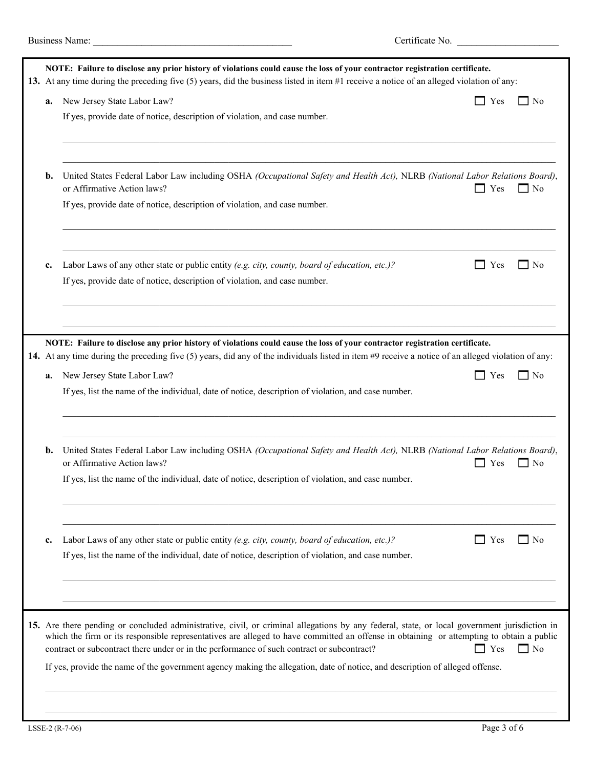Business Name: ________________________________________ Certificate No. ____________________

**NOTE: Failure to disclose any prior history of violations could cause the loss of your contractor registration certificate.**

**13.** At any time during the preceding five (5) years, did the business listed in item #1 receive a notice of an alleged violation of any:

**a.** New Jersey State Labor Law? ☐ Yes ☐ No

If yes, provide date of notice, description of violation, and case number.

______________________________________________________________________________

______________________________________________________________________________

**b.** United States Federal Labor Law including OSHA *(Occupational Safety and Health Act),* NLRB *(National Labor Relations Board)*, or Affirmative Action laws? ☐ Yes ☐ No

If yes, provide date of notice, description of violation, and case number.

______________________________________________________________________________

______________________________________________________________________________

**c.** Labor Laws of any other state or public entity *(e.g. city, county, board of education, etc.)?* ☐ Yes ☐ No

If yes, provide date of notice, description of violation, and case number.

______________________________________________________________________________

______________________________________________________________________________

**NOTE: Failure to disclose any prior history of violations could cause the loss of your contractor registration certificate.**

**14.** At any time during the preceding five (5) years, did any of the individuals listed in item #9 receive a notice of an alleged violation of any:

**a.** New Jersey State Labor Law? ☐ Yes ☐ No

If yes, list the name of the individual, date of notice, description of violation, and case number.

______________________________________________________________________________

______________________________________________________________________________

**b.** United States Federal Labor Law including OSHA *(Occupational Safety and Health Act),* NLRB *(National Labor Relations Board)*, or Affirmative Action laws? ☐ Yes ☐ No

If yes, list the name of the individual, date of notice, description of violation, and case number.

______________________________________________________________________________

______________________________________________________________________________

**c.** Labor Laws of any other state or public entity *(e.g. city, county, board of education, etc.)?* ☐ Yes ☐ No

If yes, list the name of the individual, date of notice, description of violation, and case number.

______________________________________________________________________________

______________________________________________________________________________

**15.** Are there pending or concluded administrative, civil, or criminal allegations by any federal, state, or local government jurisdiction in which the firm or its responsible representatives are alleged to have committed an offense in obtaining or attempting to obtain a public contract or subcontract there under or in the performance of such contract or subcontract? ☐ Yes ☐ No

If yes, provide the name of the government agency making the allegation, date of notice, and description of alleged offense.

______________________________________________________________________________

______________________________________________________________________________

LSSE-2 (R-7-06)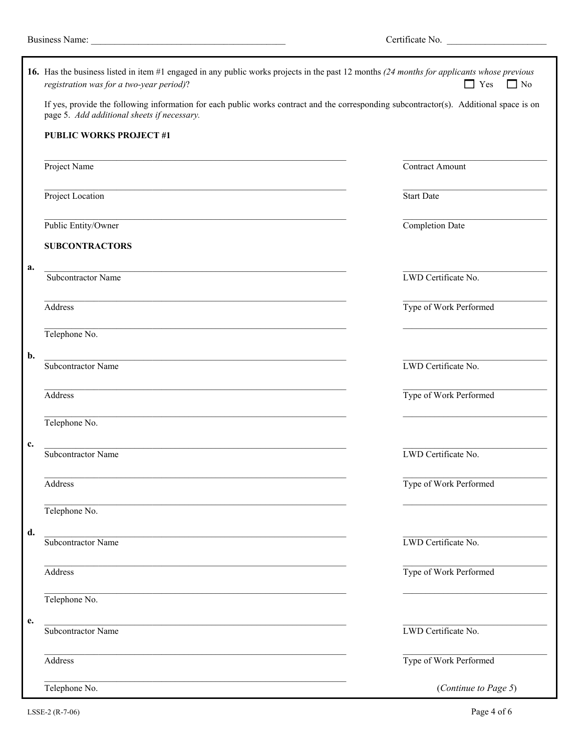Business Name: ________________________________________ Certificate No. ____________________

**16.** Has the business listed in item #1 engaged in any public works projects in the past 12 months *(24 months for applicants whose previous registration was for a two-year period)*? ☐ Yes ☐ No

If yes, provide the following information for each public works contract and the corresponding subcontractor(s). Additional space is on page 5. *Add additional sheets if necessary.*

**PUBLIC WORKS PROJECT #1**

| | |
|---|---|
| Project Name: ____________________ | Contract Amount: ____________________ |
| Project Location: ____________________ | Start Date: ____________________ |
| Public Entity/Owner: ____________________ | Completion Date: ____________________ |

**SUBCONTRACTORS**

**a.**

| | |
|---|---|
| Subcontractor Name: ____________________ | LWD Certificate No.: ____________________ |
| Address: ____________________ | Type of Work Performed: ____________________ |
| Telephone No.: ____________________ | ____________________ |

**b.**

| | |
|---|---|
| Subcontractor Name: ____________________ | LWD Certificate No.: ____________________ |
| Address: ____________________ | Type of Work Performed: ____________________ |
| Telephone No.: ____________________ | ____________________ |

**c.**

| | |
|---|---|
| Subcontractor Name: ____________________ | LWD Certificate No.: ____________________ |
| Address: ____________________ | Type of Work Performed: ____________________ |
| Telephone No.: ____________________ | ____________________ |

**d.**

| | |
|---|---|
| Subcontractor Name: ____________________ | LWD Certificate No.: ____________________ |
| Address: ____________________ | Type of Work Performed: ____________________ |
| Telephone No.: ____________________ | ____________________ |

**e.**

| | |
|---|---|
| Subcontractor Name: ____________________ | LWD Certificate No.: ____________________ |
| Address: ____________________ | Type of Work Performed: ____________________ |
| Telephone No.: ____________________ | |

(*Continue to Page 5*)

LSSE-2 (R-7-06)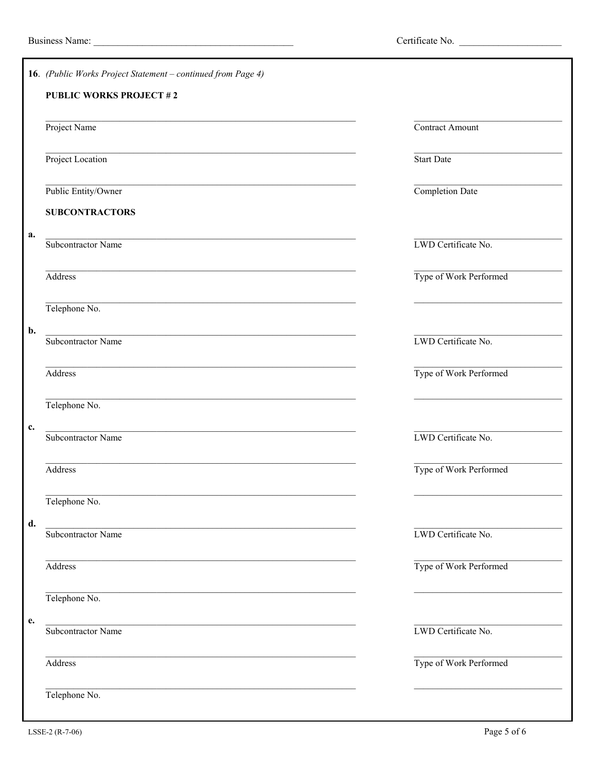Business Name: ________________________________________ Certificate No. ____________________

**16**. *(Public Works Project Statement – continued from Page 4)*

**PUBLIC WORKS PROJECT # 2**

| | |
|---|---|
| Project Name | Contract Amount |
| Project Location | Start Date |
| Public Entity/Owner | Completion Date |

**SUBCONTRACTORS**

**a.**

| | |
|---|---|
| Subcontractor Name | LWD Certificate No. |
| Address | Type of Work Performed |
| Telephone No. | |

**b.**

| | |
|---|---|
| Subcontractor Name | LWD Certificate No. |
| Address | Type of Work Performed |
| Telephone No. | |

**c.**

| | |
|---|---|
| Subcontractor Name | LWD Certificate No. |
| Address | Type of Work Performed |
| Telephone No. | |

**d.**

| | |
|---|---|
| Subcontractor Name | LWD Certificate No. |
| Address | Type of Work Performed |
| Telephone No. | |

**e.**

| | |
|---|---|
| Subcontractor Name | LWD Certificate No. |
| Address | Type of Work Performed |
| Telephone No. | |

LSSE-2 (R-7-06)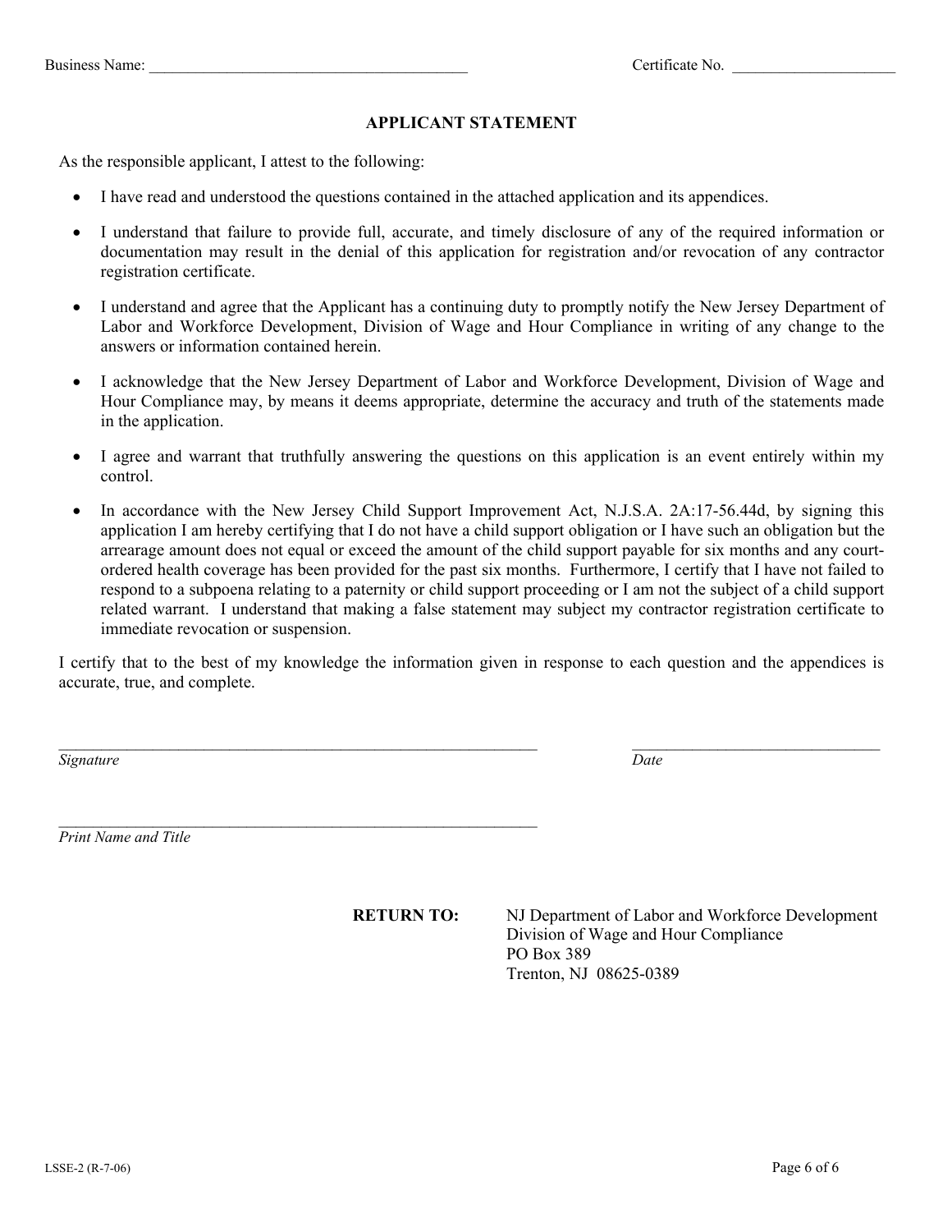Business Name: ________________________________________ Certificate No. ____________________

## APPLICANT STATEMENT

As the responsible applicant, I attest to the following:

- I have read and understood the questions contained in the attached application and its appendices.
- I understand that failure to provide full, accurate, and timely disclosure of any of the required information or documentation may result in the denial of this application for registration and/or revocation of any contractor registration certificate.
- I understand and agree that the Applicant has a continuing duty to promptly notify the New Jersey Department of Labor and Workforce Development, Division of Wage and Hour Compliance in writing of any change to the answers or information contained herein.
- I acknowledge that the New Jersey Department of Labor and Workforce Development, Division of Wage and Hour Compliance may, by means it deems appropriate, determine the accuracy and truth of the statements made in the application.
- I agree and warrant that truthfully answering the questions on this application is an event entirely within my control.
- In accordance with the New Jersey Child Support Improvement Act, N.J.S.A. 2A:17-56.44d, by signing this application I am hereby certifying that I do not have a child support obligation or I have such an obligation but the arrearage amount does not equal or exceed the amount of the child support payable for six months and any court-ordered health coverage has been provided for the past six months. Furthermore, I certify that I have not failed to respond to a subpoena relating to a paternity or child support proceeding or I am not the subject of a child support related warrant. I understand that making a false statement may subject my contractor registration certificate to immediate revocation or suspension.

I certify that to the best of my knowledge the information given in response to each question and the appendices is accurate, true, and complete.

______________________________________________________________ ________________________________

*Signature* *Date*

______________________________________________________________

*Print Name and Title*

**RETURN TO:** NJ Department of Labor and Workforce Development
Division of Wage and Hour Compliance
PO Box 389
Trenton, NJ 08625-0389

LSSE-2 (R-7-06)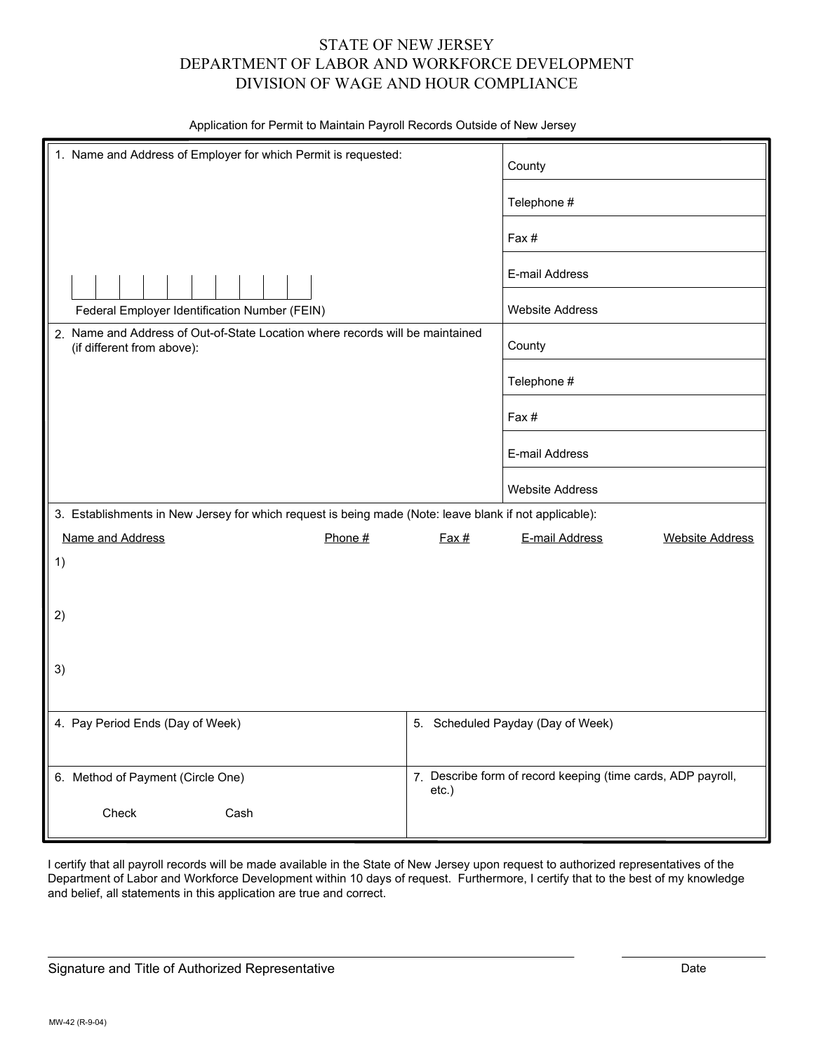# STATE OF NEW JERSEY
# DEPARTMENT OF LABOR AND WORKFORCE DEVELOPMENT
# DIVISION OF WAGE AND HOUR COMPLIANCE

Application for Permit to Maintain Payroll Records Outside of New Jersey

| | |
|---|---|
| 1. Name and Address of Employer for which Permit is requested: | County |
| | Telephone # |
| | Fax # |
| | E-mail Address |
| Federal Employer Identification Number (FEIN) | Website Address |
| 2. Name and Address of Out-of-State Location where records will be maintained (if different from above): | County |
| | Telephone # |
| | Fax # |
| | E-mail Address |
| | Website Address |

3. Establishments in New Jersey for which request is being made (Note: leave blank if not applicable):

| Name and Address | Phone # | Fax # | E-mail Address | Website Address |
|---|---|---|---|---|
| 1) | | | | |
| 2) | | | | |
| 3) | | | | |

| | |
|---|---|
| 4. Pay Period Ends (Day of Week) | 5. Scheduled Payday (Day of Week) |
| 6. Method of Payment (Circle One)<br>Check Cash | 7. Describe form of record keeping (time cards, ADP payroll, etc.) |

I certify that all payroll records will be made available in the State of New Jersey upon request to authorized representatives of the Department of Labor and Workforce Development within 10 days of request. Furthermore, I certify that to the best of my knowledge and belief, all statements in this application are true and correct.

Signature and Title of Authorized Representative ____________________ Date ____________

MW-42 (R-9-04)